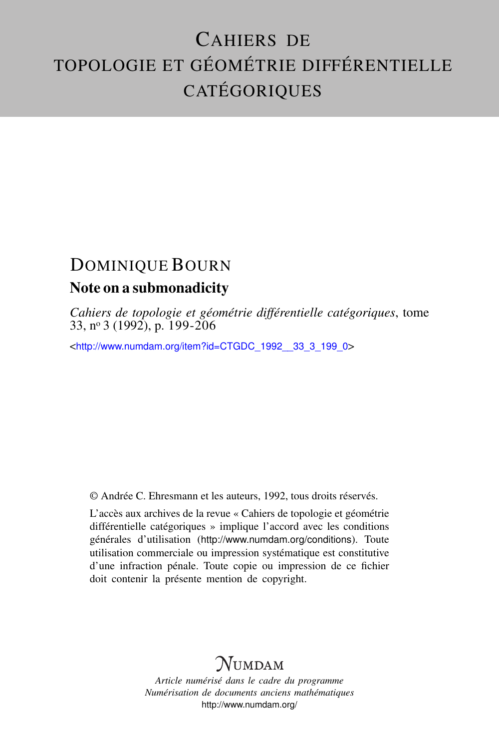# Cahiers de topologie et géométrie différentielle catégoriques

## Dominique Bourn

### Note on a submonadicity

*Cahiers de topologie et géométrie différentielle catégoriques*, tome 33, nº 3 (1992), p. 199-206

<http://www.numdam.org/item?id=CTGDC_1992__33_3_199_0>

© Andrée C. Ehresmann et les auteurs, 1992, tous droits réservés.

L'accès aux archives de la revue « Cahiers de topologie et géométrie différentielle catégoriques » implique l'accord avec les conditions générales d'utilisation (http://www.numdam.org/conditions). Toute utilisation commerciale ou impression systématique est constitutive d'une infraction pénale. Toute copie ou impression de ce fichier doit contenir la présente mention de copyright.

Numdam

*Article numérisé dans le cadre du programme Numérisation de documents anciens mathématiques*

http://www.numdam.org/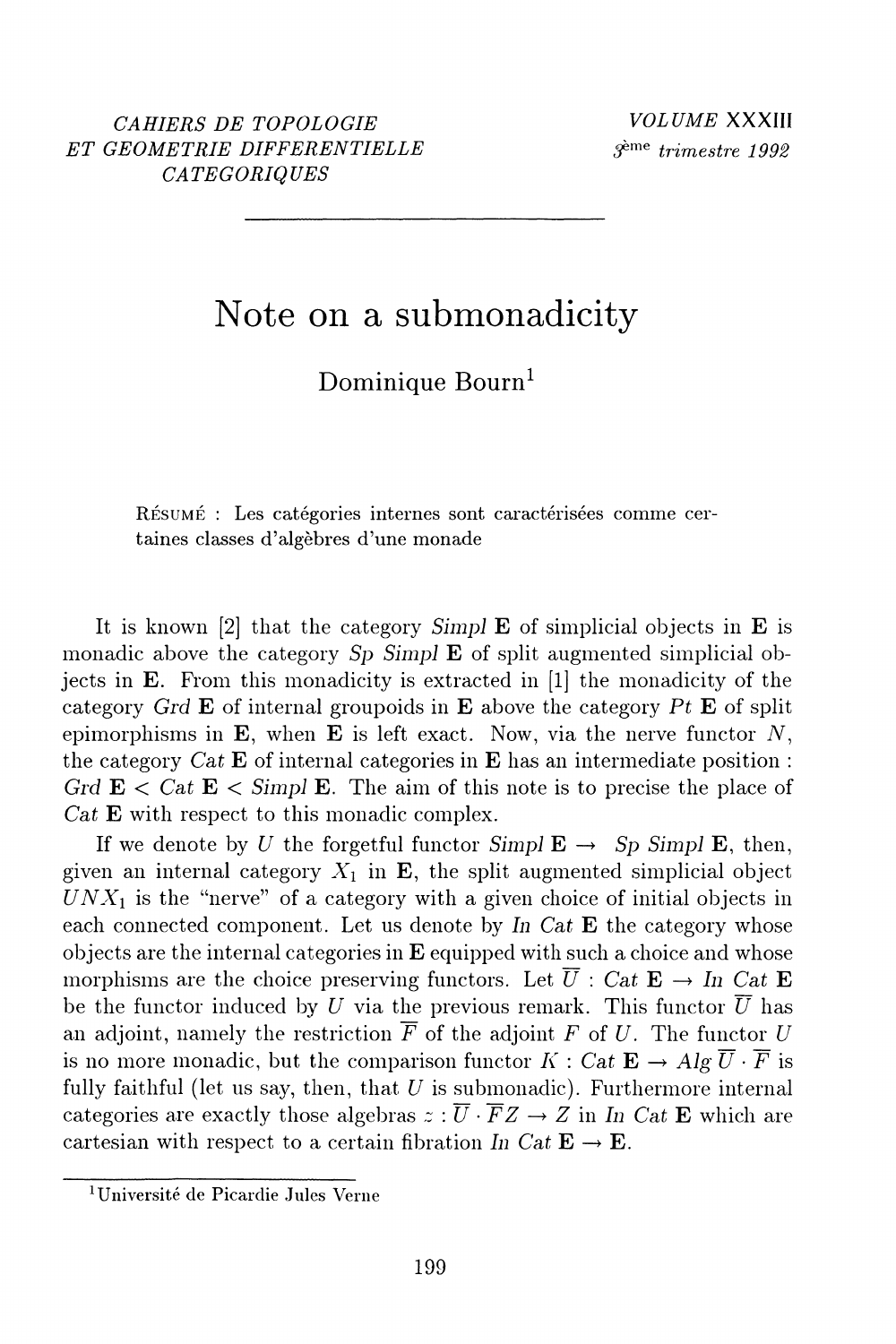CAHIERS DE TOPOLOGIE
ET GEOMETRIE DIFFERENTIELLE
CATEGORIQUES

VOLUME XXXIII
3ème trimestre 1992

# Note on a submonadicity

Dominique Bourn[1]

RÉSUMÉ : Les catégories internes sont caractérisées comme certaines classes d'algèbres d'une monade

It is known [2] that the category *Simpl* $\mathbf{E}$ of simplicial objects in $\mathbf{E}$ is monadic above the category *Sp Simpl* $\mathbf{E}$ of split augmented simplicial objects in $\mathbf{E}$. From this monadicity is extracted in [1] the monadicity of the category *Grd* $\mathbf{E}$ of internal groupoids in $\mathbf{E}$ above the category *Pt* $\mathbf{E}$ of split epimorphisms in $\mathbf{E}$, when $\mathbf{E}$ is left exact. Now, via the nerve functor $N$, the category *Cat* $\mathbf{E}$ of internal categories in $\mathbf{E}$ has an intermediate position : *Grd* $\mathbf{E}$ < *Cat* $\mathbf{E}$ < *Simpl* $\mathbf{E}$. The aim of this note is to precise the place of *Cat* $\mathbf{E}$ with respect to this monadic complex.

If we denote by $U$ the forgetful functor *Simpl* $\mathbf{E} \to$ *Sp Simpl* $\mathbf{E}$, then, given an internal category $X_1$ in $\mathbf{E}$, the split augmented simplicial object $UNX_1$ is the "nerve" of a category with a given choice of initial objects in each connected component. Let us denote by *In Cat* $\mathbf{E}$ the category whose objects are the internal categories in $\mathbf{E}$ equipped with such a choice and whose morphisms are the choice preserving functors. Let $\overline{U}$ : *Cat* $\mathbf{E} \to$ *In Cat* $\mathbf{E}$ be the functor induced by $U$ via the previous remark. This functor $\overline{U}$ has an adjoint, namely the restriction $\overline{F}$ of the adjoint $F$ of $U$. The functor $U$ is no more monadic, but the comparison functor $K$ : *Cat* $\mathbf{E} \to Alg\, \overline{U} \cdot \overline{F}$ is fully faithful (let us say, then, that $U$ is submonadic). Furthermore internal categories are exactly those algebras $z : \overline{U} \cdot \overline{F}Z \to Z$ in *In Cat* $\mathbf{E}$ which are cartesian with respect to a certain fibration *In Cat* $\mathbf{E} \to \mathbf{E}$.

---

[1] Université de Picardie Jules Verne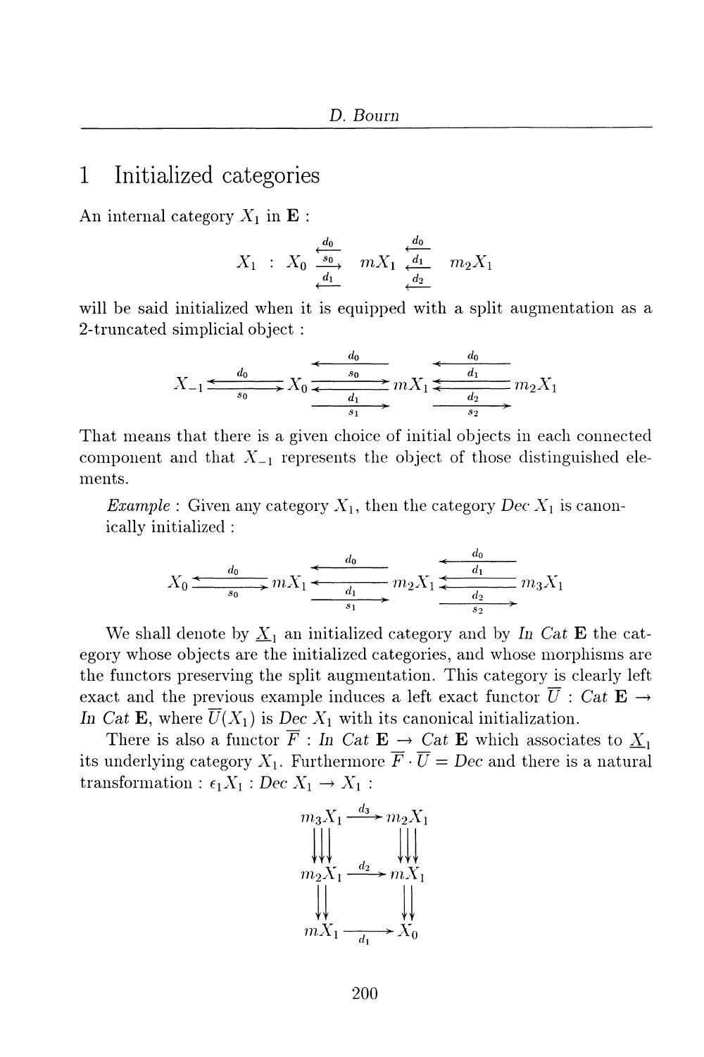# 1 Initialized categories

An internal category $X_1$ in $\mathbf{E}$ :

$$X_1 \; : \; X_0 \underset{d_1}{\overset{d_0}{\underset{\longleftarrow}{\overset{\longleftarrow}{\xrightarrow{s_0}}}}} mX_1 \underset{d_2}{\overset{d_0}{\underset{\longleftarrow}{\overset{\longleftarrow}{\xleftarrow{d_1}}}}} m_2X_1$$

will be said initialized when it is equipped with a split augmentation as a 2-truncated simplicial object :

$$X_{-1} \underset{s_0}{\overset{d_0}{\rightleftarrows}} X_0 \; \begin{matrix} \xleftarrow{d_0} \\ \xrightarrow{s_0} \\ \xleftarrow{d_1} \\ \xrightarrow{s_1} \end{matrix} \; mX_1 \; \begin{matrix} \xleftarrow{d_0} \\ \xleftarrow{d_1} \\ \xleftarrow{d_2} \\ \xrightarrow{s_2} \end{matrix} \; m_2X_1$$

That means that there is a given choice of initial objects in each connected component and that $X_{-1}$ represents the object of those distinguished elements.

*Example* : Given any category $X_1$, then the category $Dec\ X_1$ is canonically initialized :

$$X_0 \underset{s_0}{\overset{d_0}{\rightleftarrows}} mX_1 \; \begin{matrix} \xleftarrow{d_0} \\ \xleftarrow{d_1} \\ \xrightarrow{s_1} \end{matrix} \; m_2X_1 \; \begin{matrix} \xleftarrow{d_0} \\ \xleftarrow{d_1} \\ \xleftarrow{d_2} \\ \xrightarrow{s_2} \end{matrix} \; m_3X_1$$

We shall denote by $\underline{X}_1$ an initialized category and by *In Cat* $\mathbf{E}$ the category whose objects are the initialized categories, and whose morphisms are the functors preserving the split augmentation. This category is clearly left exact and the previous example induces a left exact functor $\overline{U}$ : *Cat* $\mathbf{E} \rightarrow$ *In Cat* $\mathbf{E}$, where $\overline{U}(X_1)$ is $Dec\ X_1$ with its canonical initialization.

There is also a functor $\overline{F}$ : *In Cat* $\mathbf{E} \rightarrow$ *Cat* $\mathbf{E}$ which associates to $\underline{X}_1$ its underlying category $X_1$. Furthermore $\overline{F} \cdot \overline{U} = Dec$ and there is a natural transformation : $\epsilon_1 X_1 : Dec\ X_1 \rightarrow X_1$ :

$$\begin{array}{ccc} m_3X_1 & \xrightarrow{d_3} & m_2X_1 \\ \downarrow\downarrow\downarrow & & \downarrow\downarrow\downarrow \\ m_2X_1 & \xrightarrow{d_2} & mX_1 \\ \downarrow\downarrow & & \downarrow\downarrow \\ mX_1 & \xrightarrow[d_1]{} & X_0 \end{array}$$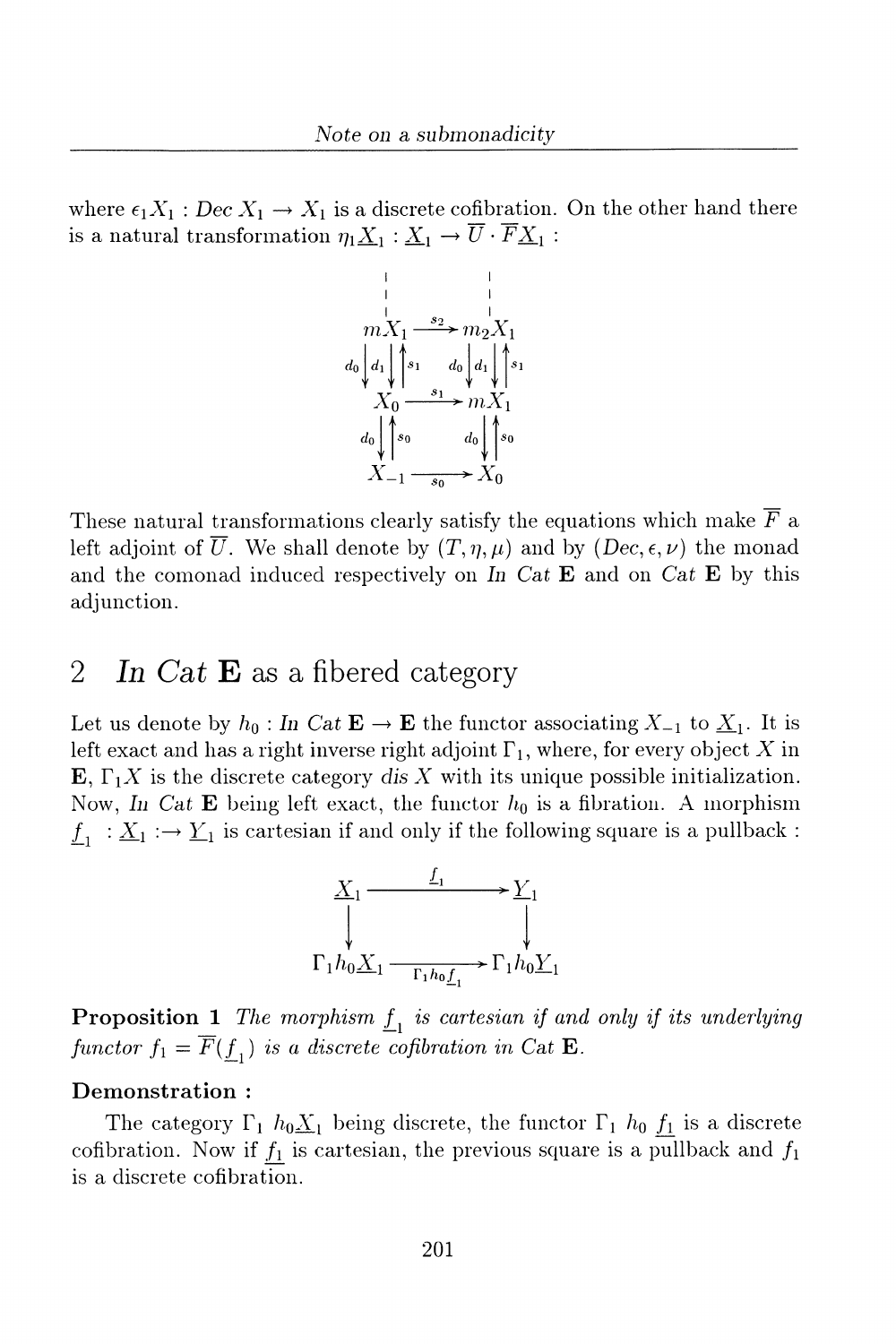where $\epsilon_1 X_1 : Dec\, X_1 \to X_1$ is a discrete cofibration. On the other hand there is a natural transformation $\eta_1 \underline{X}_1 : \underline{X}_1 \to \overline{U} \cdot \overline{F}\underline{X}_1$ :

$$
\begin{array}{ccc}
\vdots & & \vdots \\
mX_1 & \xrightarrow{s_2} & m_2X_1 \\
{\scriptstyle d_0}\downarrow\ \downarrow{\scriptstyle d_1}\ \uparrow{\scriptstyle s_1} & & {\scriptstyle d_0}\downarrow\ \downarrow{\scriptstyle d_1}\ \uparrow{\scriptstyle s_1} \\
X_0 & \xrightarrow{s_1} & mX_1 \\
{\scriptstyle d_0}\downarrow\ \uparrow{\scriptstyle s_0} & & {\scriptstyle d_0}\downarrow\ \uparrow{\scriptstyle s_0} \\
X_{-1} & \xrightarrow[s_0]{} & X_0
\end{array}
$$

These natural transformations clearly satisfy the equations which make $\overline{F}$ a left adjoint of $\overline{U}$. We shall denote by $(T, \eta, \mu)$ and by $(Dec, \epsilon, \nu)$ the monad and the comonad induced respectively on *In Cat* $\mathbf{E}$ and on *Cat* $\mathbf{E}$ by this adjunction.

## 2 *In Cat* E as a fibered category

Let us denote by $h_0 : \mathit{In\ Cat}\ \mathbf{E} \to \mathbf{E}$ the functor associating $X_{-1}$ to $\underline{X}_1$. It is left exact and has a right inverse right adjoint $\Gamma_1$, where, for every object $X$ in $\mathbf{E}$, $\Gamma_1 X$ is the discrete category *dis* $X$ with its unique possible initialization. Now, *In Cat* $\mathbf{E}$ being left exact, the functor $h_0$ is a fibration. A morphism $\underline{f}_1 : \underline{X}_1 :\to \underline{Y}_1$ is cartesian if and only if the following square is a pullback :

$$
\begin{array}{ccc}
\underline{X}_1 & \xrightarrow{\underline{f}_1} & \underline{Y}_1 \\
\downarrow & & \downarrow \\
\Gamma_1 h_0 \underline{X}_1 & \xrightarrow[\Gamma_1 h_0 \underline{f}_1]{} & \Gamma_1 h_0 \underline{Y}_1
\end{array}
$$

**Proposition 1** *The morphism $\underline{f}_1$ is cartesian if and only if its underlying functor $f_1 = \overline{F}(\underline{f}_1)$ is a discrete cofibration in Cat* $\mathbf{E}$.

**Demonstration :**

The category $\Gamma_1\ h_0 \underline{X}_1$ being discrete, the functor $\Gamma_1\ h_0\ \underline{f_1}$ is a discrete cofibration. Now if $\underline{f_1}$ is cartesian, the previous square is a pullback and $f_1$ is a discrete cofibration.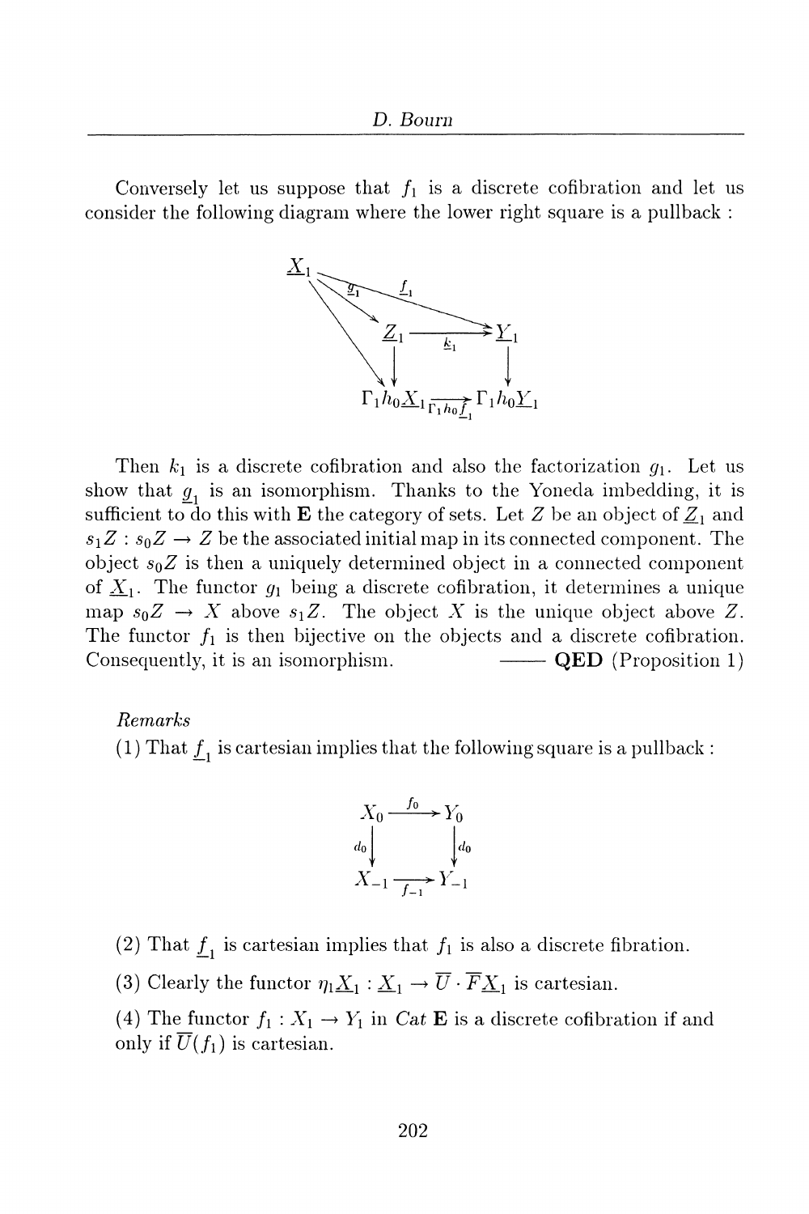Conversely let us suppose that $f_1$ is a discrete cofibration and let us consider the following diagram where the lower right square is a pullback :

$$
\begin{array}{ccc}
\underline{X}_1 & \xrightarrow{\underline{g}_1} \underline{Z}_1 \xrightarrow{\underline{k}_1} & \underline{Y}_1 \\
 & \downarrow & \downarrow \\
 & \Gamma_1 h_0 \underline{X}_1 \xrightarrow{\Gamma_1 h_0 \underline{f}_1} & \Gamma_1 h_0 \underline{Y}_1
\end{array}
$$

(with $\underline{f}_1 : \underline{X}_1 \to \underline{Y}_1$ and $\underline{X}_1 \to \Gamma_1 h_0 \underline{X}_1$)

Then $k_1$ is a discrete cofibration and also the factorization $g_1$. Let us show that $\underline{g}_1$ is an isomorphism. Thanks to the Yoneda imbedding, it is sufficient to do this with $\mathbf{E}$ the category of sets. Let $Z$ be an object of $\underline{Z}_1$ and $s_1 Z : s_0 Z \to Z$ be the associated initial map in its connected component. The object $s_0 Z$ is then a uniquely determined object in a connected component of $\underline{X}_1$. The functor $g_1$ being a discrete cofibration, it determines a unique map $s_0 Z \to X$ above $s_1 Z$. The object $X$ is the unique object above $Z$. The functor $f_1$ is then bijective on the objects and a discrete cofibration. Consequently, it is an isomorphism. —— **QED** (Proposition 1)

*Remarks*

(1) That $\underline{f}_1$ is cartesian implies that the following square is a pullback :

$$
\begin{array}{ccc}
X_0 & \xrightarrow{f_0} & Y_0 \\
{\scriptstyle d_0}\downarrow & & \downarrow{\scriptstyle d_0} \\
X_{-1} & \xrightarrow[f_{-1}]{} & Y_{-1}
\end{array}
$$

(2) That $\underline{f}_1$ is cartesian implies that $f_1$ is also a discrete fibration.

(3) Clearly the functor $\eta_1 \underline{X}_1 : \underline{X}_1 \to \overline{U} \cdot \overline{F} \underline{X}_1$ is cartesian.

(4) The functor $f_1 : X_1 \to Y_1$ in *Cat* $\mathbf{E}$ is a discrete cofibration if and only if $\overline{U}(f_1)$ is cartesian.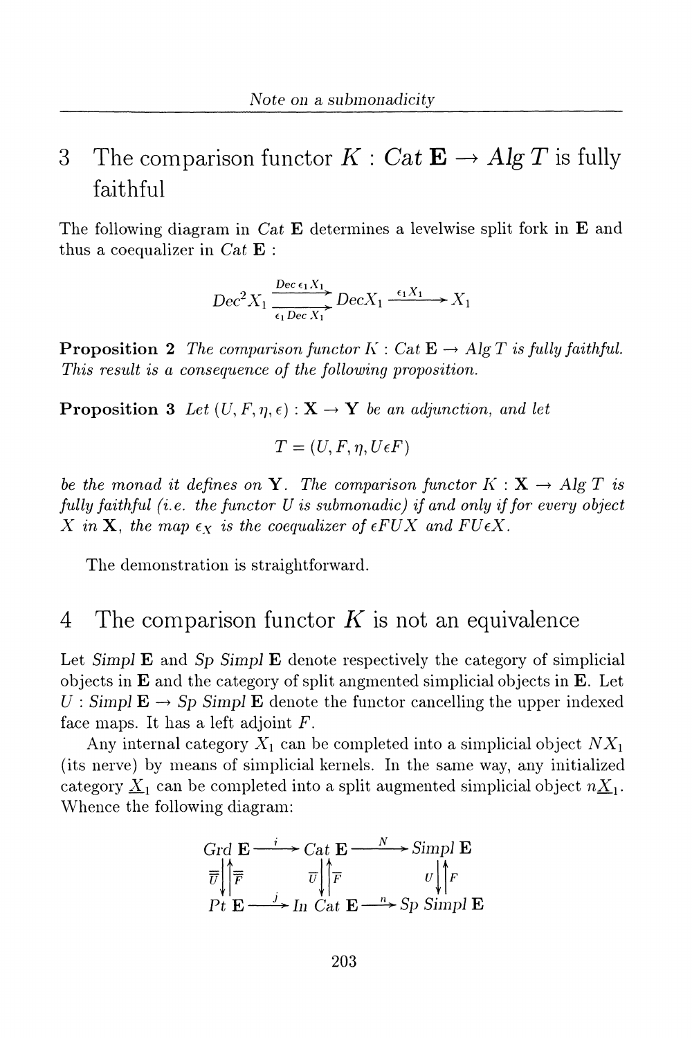## 3 The comparison functor $K : \mathit{Cat}\,\mathbf{E} \to \mathit{Alg}\,T$ is fully faithful

The following diagram in $\mathit{Cat}\,\mathbf{E}$ determines a levelwise split fork in $\mathbf{E}$ and thus a coequalizer in $\mathit{Cat}\,\mathbf{E}$ :

$$Dec^2 X_1 \underset{\epsilon_1 Dec\, X_1}{\overset{Dec\,\epsilon_1 X_1}{\rightrightarrows}} Dec X_1 \xrightarrow{\epsilon_1 X_1} X_1$$

**Proposition 2** *The comparison functor $K$ : Cat $\mathbf{E} \to$ Alg $T$ is fully faithful. This result is a consequence of the following proposition.*

**Proposition 3** *Let $(U, F, \eta, \epsilon) : \mathbf{X} \to \mathbf{Y}$ be an adjunction, and let*

$$T = (U, F, \eta, U\epsilon F)$$

*be the monad it defines on $\mathbf{Y}$. The comparison functor $K : \mathbf{X} \to Alg\,T$ is fully faithful (i.e. the functor $U$ is submonadic) if and only if for every object $X$ in $\mathbf{X}$, the map $\epsilon_X$ is the coequalizer of $\epsilon FUX$ and $FU\epsilon X$.*

The demonstration is straightforward.

## 4 The comparison functor $K$ is not an equivalence

Let *Simpl* $\mathbf{E}$ and *Sp Simpl* $\mathbf{E}$ denote respectively the category of simplicial objects in $\mathbf{E}$ and the category of split angmented simplicial objects in $\mathbf{E}$. Let $U$ : *Simpl* $\mathbf{E} \to$ *Sp Simpl* $\mathbf{E}$ denote the functor cancelling the upper indexed face maps. It has a left adjoint $F$.

Any internal category $X_1$ can be completed into a simplicial object $NX_1$ (its nerve) by means of simplicial kernels. In the same way, any initialized category $\underline{X}_1$ can be completed into a split augmented simplicial object $n\underline{X}_1$. Whence the following diagram:

$$\begin{array}{ccccc}
Grd\,\mathbf{E} & \xrightarrow{i} & Cat\,\mathbf{E} & \xrightarrow{N} & Simpl\,\mathbf{E} \\
{\scriptstyle \overline{\overline{U}}}\downarrow\uparrow{\scriptstyle \overline{\overline{F}}} & & {\scriptstyle \overline{U}}\downarrow\uparrow{\scriptstyle \overline{F}} & & {\scriptstyle U}\downarrow\uparrow{\scriptstyle F} \\
Pt\,\mathbf{E} & \xrightarrow{j} & In\,Cat\,\mathbf{E} & \xrightarrow{n} & Sp\,Simpl\,\mathbf{E}
\end{array}$$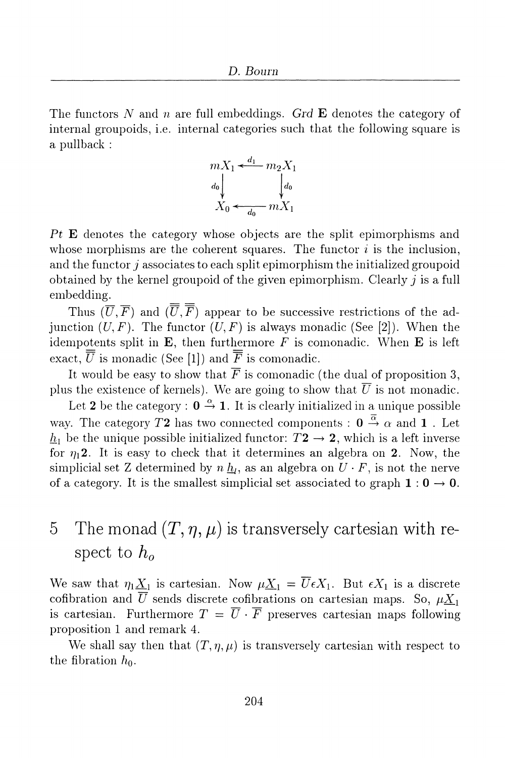The functors $N$ and $n$ are full embeddings. *Grd* $\mathbf{E}$ denotes the category of internal groupoids, i.e. internal categories such that the following square is a pullback :

$$\begin{array}{ccc} mX_1 & \xleftarrow{d_1} & m_2X_1 \\ {\scriptstyle d_0}\downarrow & & \downarrow{\scriptstyle d_0} \\ X_0 & \xleftarrow[d_0]{} & mX_1 \end{array}$$

*Pt* $\mathbf{E}$ denotes the category whose objects are the split epimorphisms and whose morphisms are the coherent squares. The functor $i$ is the inclusion, and the functor $j$ associates to each split epimorphism the initialized groupoid obtained by the kernel groupoid of the given epimorphism. Clearly $j$ is a full embedding.

Thus $(\overline{U}, \overline{F})$ and $(\overline{\overline{U}}, \overline{\overline{F}})$ appear to be successive restrictions of the adjunction $(U, F)$. The functor $(U, F)$ is always monadic (See [2]). When the idempotents split in $\mathbf{E}$, then furthermore $F$ is comonadic. When $\mathbf{E}$ is left exact, $\overline{\overline{U}}$ is monadic (See [1]) and $\overline{\overline{F}}$ is comonadic.

It would be easy to show that $\overline{F}$ is comonadic (the dual of proposition 3, plus the existence of kernels). We are going to show that $\overline{U}$ is not monadic.

Let $\mathbf{2}$ be the category : $\mathbf{0} \xrightarrow{\alpha} \mathbf{1}$. It is clearly initialized in a unique possible way. The category $T\mathbf{2}$ has two connected components : $\mathbf{0} \xrightarrow{\overline{\alpha}} \alpha$ and $\mathbf{1}$ . Let $\underline{h}_1$ be the unique possible initialized functor: $T\mathbf{2} \to \mathbf{2}$, which is a left inverse for $\eta_1\mathbf{2}$. It is easy to check that it determines an algebra on $\mathbf{2}$. Now, the simplicial set Z determined by $n\,\underline{h}_l$, as an algebra on $U \cdot F$, is not the nerve of a category. It is the smallest simplicial set associated to graph $\mathbf{1} : \mathbf{0} \to \mathbf{0}$.

# 5 The monad $(T, \eta, \mu)$ is transversely cartesian with respect to $h_o$

We saw that $\eta_1\underline{X}_1$ is cartesian. Now $\mu\underline{X}_1 = \overline{U}\epsilon X_1$. But $\epsilon X_1$ is a discrete cofibration and $\overline{U}$ sends discrete cofibrations on cartesian maps. So, $\mu\underline{X}_1$ is cartesian. Furthermore $T = \overline{U} \cdot \overline{F}$ preserves cartesian maps following proposition 1 and remark 4.

We shall say then that $(T, \eta, \mu)$ is transversely cartesian with respect to the fibration $h_0$.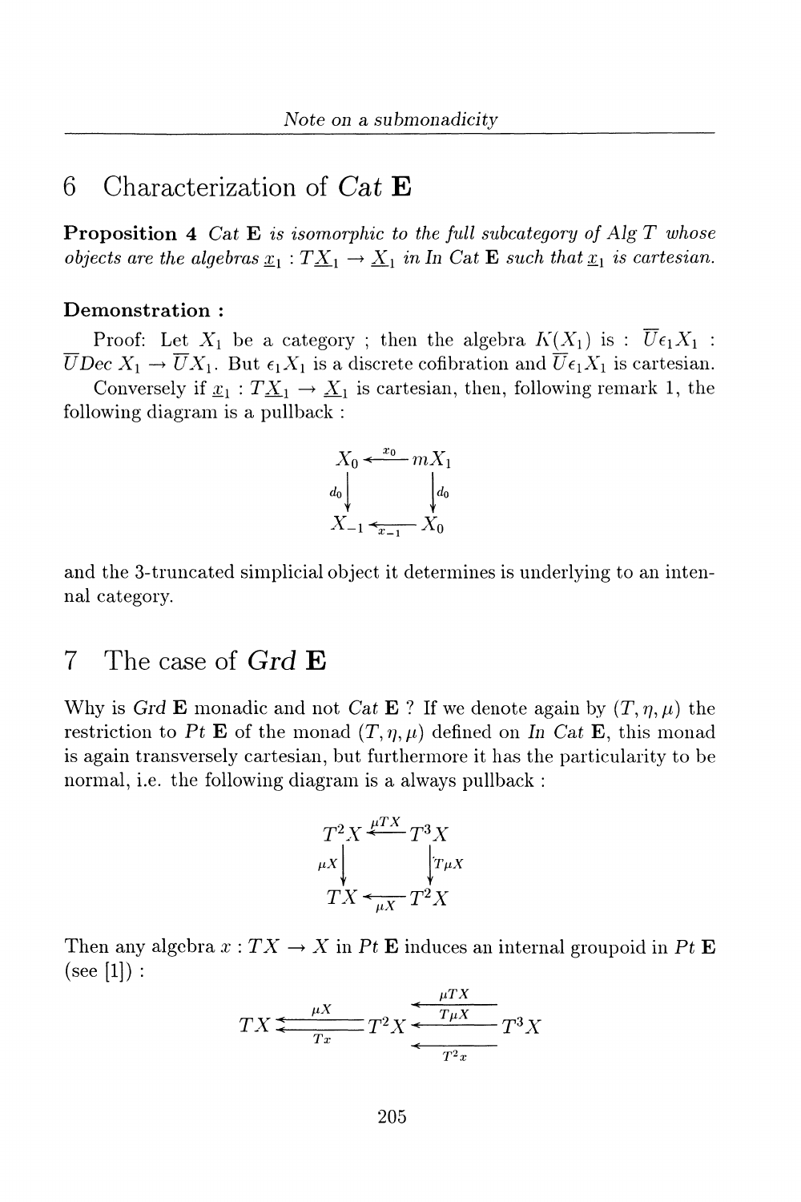## 6 Characterization of *Cat* $\mathbf{E}$

**Proposition 4** *Cat* $\mathbf{E}$ *is isomorphic to the full subcategory of Alg* $T$ *whose objects are the algebras* $\underline{x}_1 : T\underline{X}_1 \to \underline{X}_1$ *in In Cat* $\mathbf{E}$ *such that* $\underline{x}_1$ *is cartesian.*

**Demonstration :**

Proof: Let $X_1$ be a category ; then the algebra $K(X_1)$ is : $\overline{U}\epsilon_1 X_1 : \overline{U}Dec\, X_1 \to \overline{U}X_1$. But $\epsilon_1 X_1$ is a discrete cofibration and $\overline{U}\epsilon_1 X_1$ is cartesian.

Conversely if $\underline{x}_1 : T\underline{X}_1 \to \underline{X}_1$ is cartesian, then, following remark 1, the following diagram is a pullback :

$$\begin{array}{ccc} X_0 & \xleftarrow{x_0} & mX_1 \\ {\scriptstyle d_0}\downarrow & & \downarrow{\scriptstyle d_0} \\ X_{-1} & \xleftarrow[x_{-1}]{} & X_0 \end{array}$$

and the 3-truncated simplicial object it determines is underlying to an intenal category.

## 7 The case of *Grd* $\mathbf{E}$

Why is *Grd* $\mathbf{E}$ monadic and not *Cat* $\mathbf{E}$ ? If we denote again by $(T, \eta, \mu)$ the restriction to *Pt* $\mathbf{E}$ of the monad $(T, \eta, \mu)$ defined on *In Cat* $\mathbf{E}$, this monad is again transversely cartesian, but furthermore it has the particularity to be normal, i.e. the following diagram is a always pullback :

$$\begin{array}{ccc} T^2X & \xleftarrow{\mu TX} & T^3X \\ {\scriptstyle \mu X}\downarrow & & \downarrow{\scriptstyle T\mu X} \\ TX & \xleftarrow[\mu X]{} & T^2X \end{array}$$

Then any algebra $x : TX \to X$ in *Pt* $\mathbf{E}$ induces an internal groupoid in *Pt* $\mathbf{E}$ (see [1]) :

$$TX \underset{Tx}{\overset{\mu X}{\leftleftarrows}} T^2X \;\overset{\mu TX}{\underset{T^2x}{\overset{T\mu X}{\Lleftarrow}}}\; T^3X$$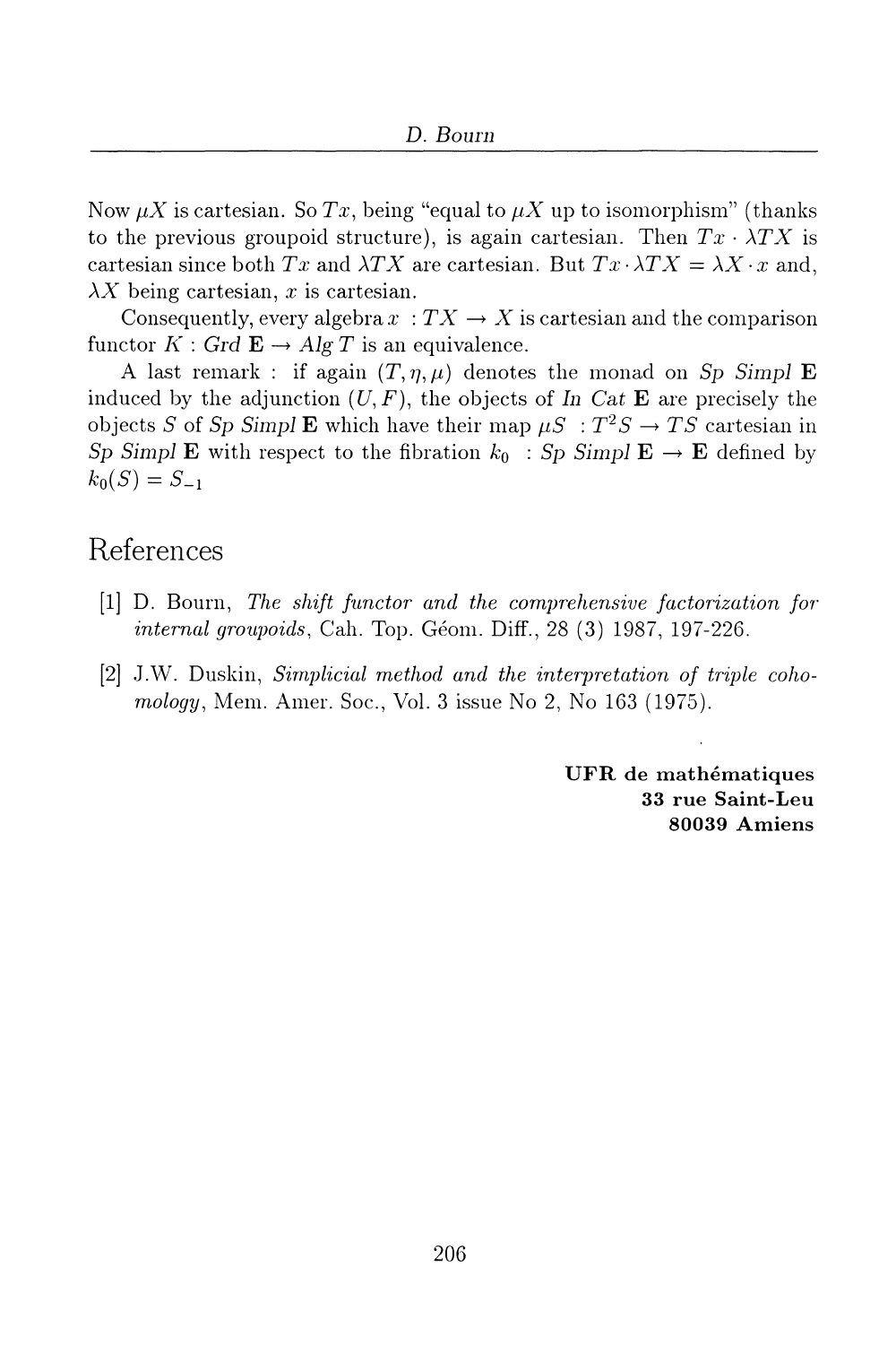Now $\mu X$ is cartesian. So $Tx$, being "equal to $\mu X$ up to isomorphism" (thanks to the previous groupoid structure), is again cartesian. Then $Tx \cdot \lambda TX$ is cartesian since both $Tx$ and $\lambda TX$ are cartesian. But $Tx \cdot \lambda TX = \lambda X \cdot x$ and, $\lambda X$ being cartesian, $x$ is cartesian.

Consequently, every algebra $x : TX \to X$ is cartesian and the comparison functor $K : \mathit{Grd}\,\mathbf{E} \to \mathit{Alg}\,T$ is an equivalence.

A last remark : if again $(T, \eta, \mu)$ denotes the monad on *Sp Simpl* **E** induced by the adjunction $(U, F)$, the objects of *In Cat* **E** are precisely the objects $S$ of *Sp Simpl* **E** which have their map $\mu S : T^2 S \to TS$ cartesian in *Sp Simpl* **E** with respect to the fibration $k_0$ : *Sp Simpl* $\mathbf{E} \to \mathbf{E}$ defined by $k_0(S) = S_{-1}$

# References

[1] D. Bourn, *The shift functor and the comprehensive factorization for internal groupoids*, Cah. Top. Géom. Diff., 28 (3) 1987, 197-226.

[2] J.W. Duskin, *Simplicial method and the interpretation of triple cohomology*, Mem. Amer. Soc., Vol. 3 issue No 2, No 163 (1975).

**UFR de mathématiques**
**33 rue Saint-Leu**
**80039 Amiens**